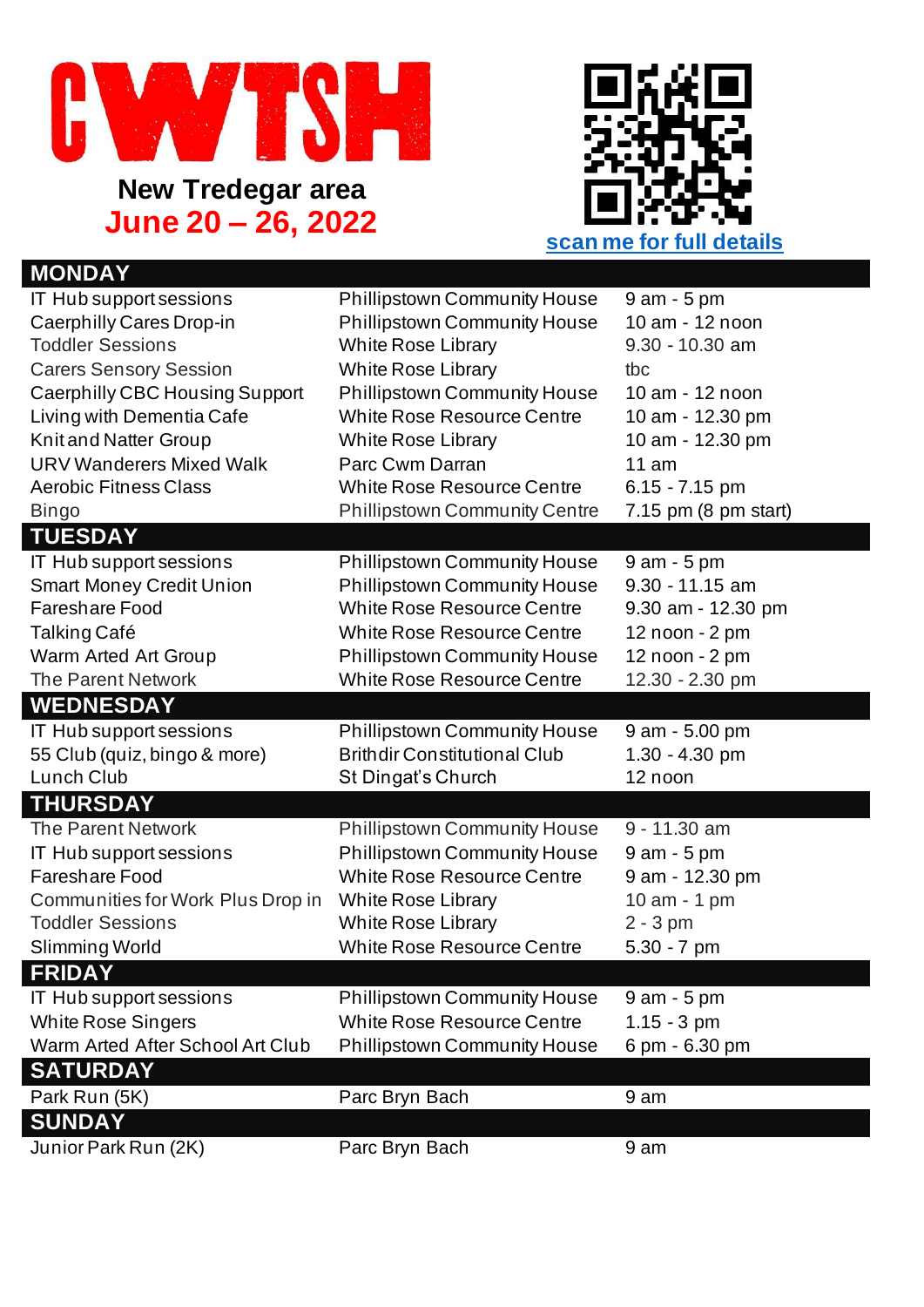# CWTSH

**New Tredegar area**

**June 20 – 26, 2022**

scan me for full details

## MONDAY

| | | |
|---|---|---|
| IT Hub support sessions | Phillipstown Community House | 9 am - 5 pm |
| Caerphilly Cares Drop-in | Phillipstown Community House | 10 am - 12 noon |
| Toddler Sessions | White Rose Library | 9.30 - 10.30 am |
| Carers Sensory Session | White Rose Library | tbc |
| Caerphilly CBC Housing Support | Phillipstown Community House | 10 am - 12 noon |
| Living with Dementia Cafe | White Rose Resource Centre | 10 am - 12.30 pm |
| Knit and Natter Group | White Rose Library | 10 am - 12.30 pm |
| URV Wanderers Mixed Walk | Parc Cwm Darran | 11 am |
| Aerobic Fitness Class | White Rose Resource Centre | 6.15 - 7.15 pm |
| Bingo | Phillipstown Community Centre | 7.15 pm (8 pm start) |

## TUESDAY

| | | |
|---|---|---|
| IT Hub support sessions | Phillipstown Community House | 9 am - 5 pm |
| Smart Money Credit Union | Phillipstown Community House | 9.30 - 11.15 am |
| Fareshare Food | White Rose Resource Centre | 9.30 am - 12.30 pm |
| Talking Café | White Rose Resource Centre | 12 noon - 2 pm |
| Warm Arted Art Group | Phillipstown Community House | 12 noon - 2 pm |
| The Parent Network | White Rose Resource Centre | 12.30 - 2.30 pm |

## WEDNESDAY

| | | |
|---|---|---|
| IT Hub support sessions | Phillipstown Community House | 9 am - 5.00 pm |
| 55 Club (quiz, bingo & more) | Brithdir Constitutional Club | 1.30 - 4.30 pm |
| Lunch Club | St Dingat's Church | 12 noon |

## THURSDAY

| | | |
|---|---|---|
| The Parent Network | Phillipstown Community House | 9 - 11.30 am |
| IT Hub support sessions | Phillipstown Community House | 9 am - 5 pm |
| Fareshare Food | White Rose Resource Centre | 9 am - 12.30 pm |
| Communities for Work Plus Drop in | White Rose Library | 10 am - 1 pm |
| Toddler Sessions | White Rose Library | 2 - 3 pm |
| Slimming World | White Rose Resource Centre | 5.30 - 7 pm |

## FRIDAY

| | | |
|---|---|---|
| IT Hub support sessions | Phillipstown Community House | 9 am - 5 pm |
| White Rose Singers | White Rose Resource Centre | 1.15 - 3 pm |
| Warm Arted After School Art Club | Phillipstown Community House | 6 pm - 6.30 pm |

## SATURDAY

| | | |
|---|---|---|
| Park Run (5K) | Parc Bryn Bach | 9 am |

## SUNDAY

| | | |
|---|---|---|
| Junior Park Run (2K) | Parc Bryn Bach | 9 am |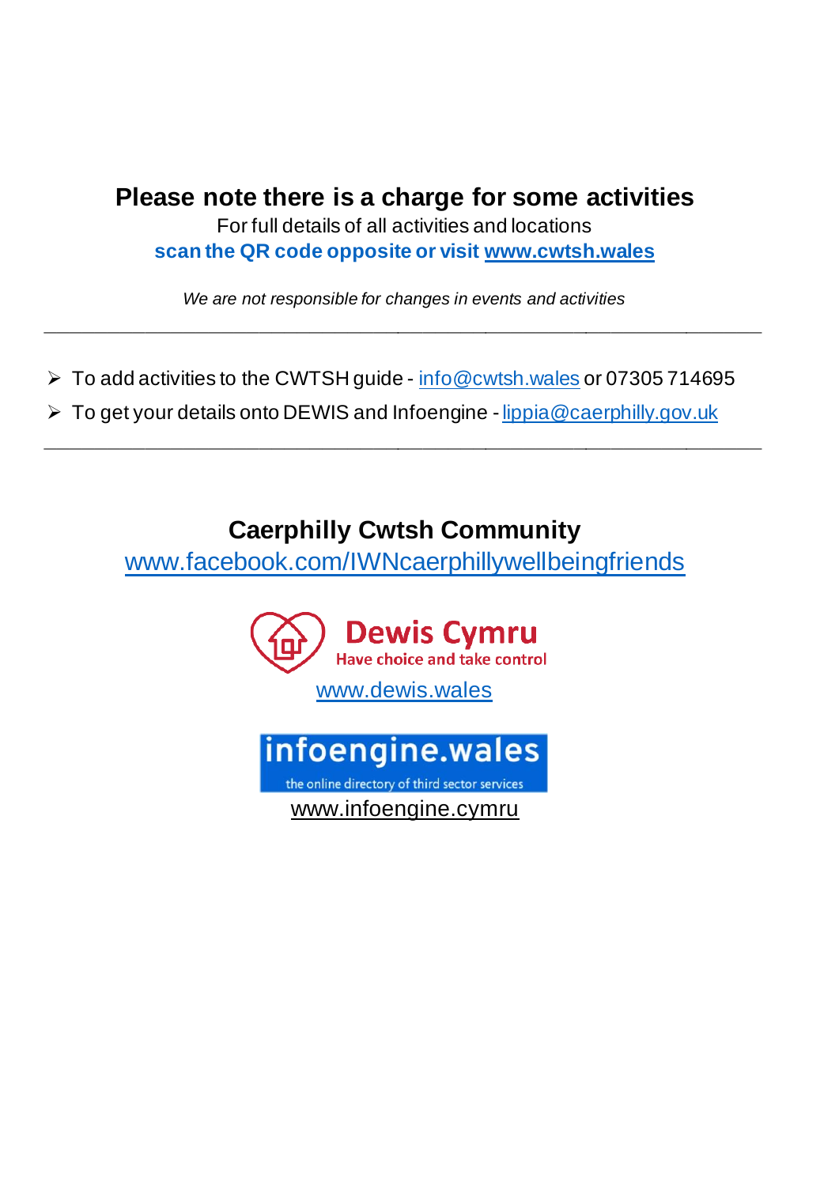**Please note there is a charge for some activities**

For full details of all activities and locations

**scan the QR code opposite or visit www.cwtsh.wales**

*We are not responsible for changes in events and activities*

---

- To add activities to the CWTSH guide - info@cwtsh.wales or 07305 714695
- To get your details onto DEWIS and Infoengine - lippia@caerphilly.gov.uk

---

**Caerphilly Cwtsh Community**

www.facebook.com/IWNcaerphillywellbeingfriends

Dewis Cymru
Have choice and take control

www.dewis.wales

infoengine.wales
the online directory of third sector services

www.infoengine.cymru